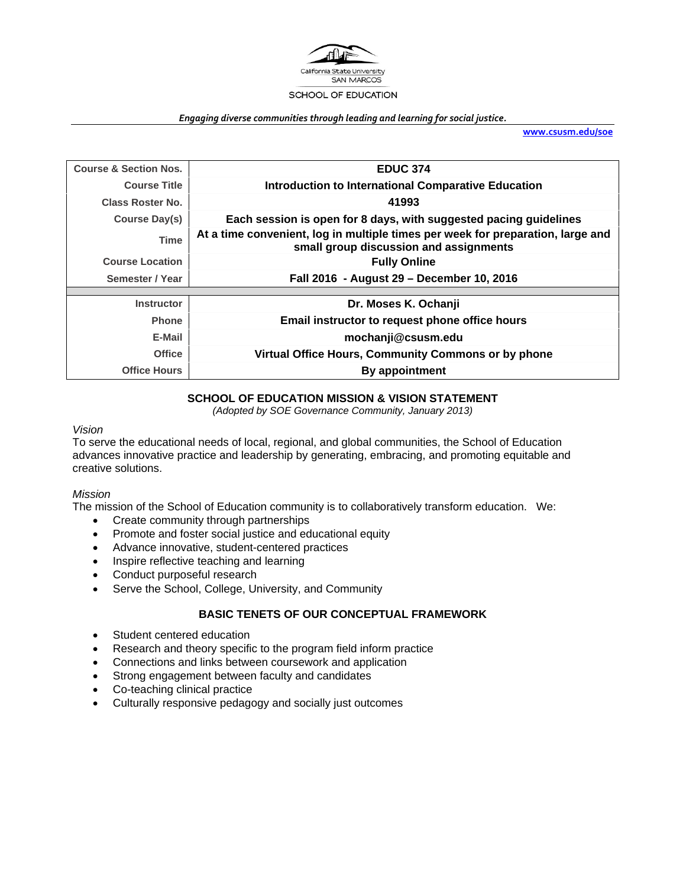California State University
SAN MARCOS

SCHOOL OF EDUCATION

***Engaging diverse communities through leading and learning for social justice.***

**www.csusm.edu/soe**

| | |
|---|---|
| **Course & Section Nos.** | **EDUC 374** |
| **Course Title** | **Introduction to International Comparative Education** |
| **Class Roster No.** | **41993** |
| **Course Day(s)** | **Each session is open for 8 days, with suggested pacing guidelines** |
| **Time** | **At a time convenient, log in multiple times per week for preparation, large and small group discussion and assignments** |
| **Course Location** | **Fully Online** |
| **Semester / Year** | **Fall 2016 - August 29 – December 10, 2016** |
| | |
| **Instructor** | **Dr. Moses K. Ochanji** |
| **Phone** | **Email instructor to request phone office hours** |
| **E-Mail** | **mochanji@csusm.edu** |
| **Office** | **Virtual Office Hours, Community Commons or by phone** |
| **Office Hours** | **By appointment** |

## SCHOOL OF EDUCATION MISSION & VISION STATEMENT

*(Adopted by SOE Governance Community, January 2013)*

*Vision*

To serve the educational needs of local, regional, and global communities, the School of Education advances innovative practice and leadership by generating, embracing, and promoting equitable and creative solutions.

*Mission*

The mission of the School of Education community is to collaboratively transform education. We:

- Create community through partnerships
- Promote and foster social justice and educational equity
- Advance innovative, student-centered practices
- Inspire reflective teaching and learning
- Conduct purposeful research
- Serve the School, College, University, and Community

## BASIC TENETS OF OUR CONCEPTUAL FRAMEWORK

- Student centered education
- Research and theory specific to the program field inform practice
- Connections and links between coursework and application
- Strong engagement between faculty and candidates
- Co-teaching clinical practice
- Culturally responsive pedagogy and socially just outcomes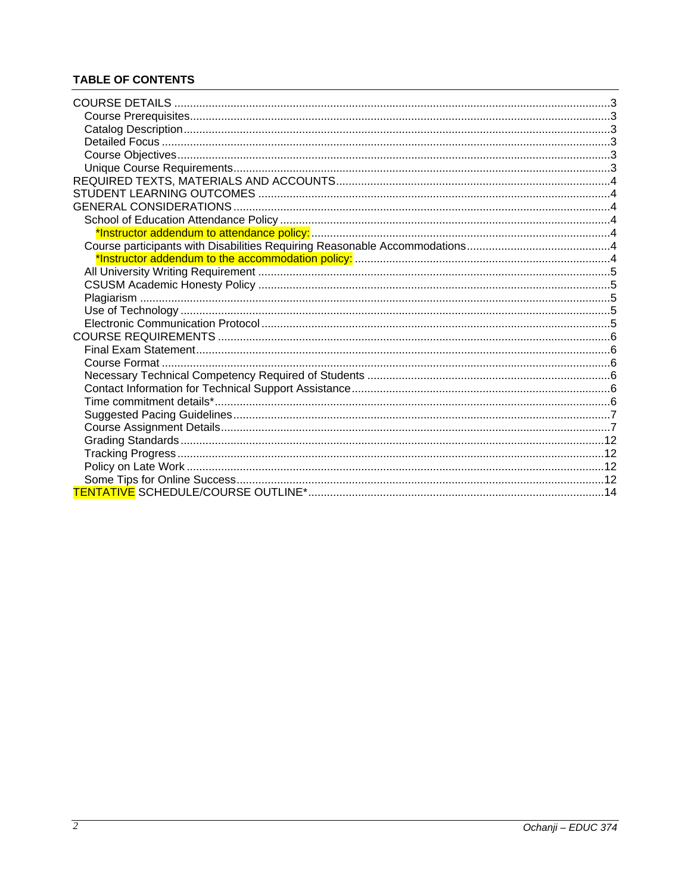## TABLE OF CONTENTS

- COURSE DETAILS .......... 3
  - Course Prerequisites .......... 3
  - Catalog Description .......... 3
  - Detailed Focus .......... 3
  - Course Objectives .......... 3
  - Unique Course Requirements .......... 3
- REQUIRED TEXTS, MATERIALS AND ACCOUNTS .......... 4
- STUDENT LEARNING OUTCOMES .......... 4
- GENERAL CONSIDERATIONS .......... 4
  - School of Education Attendance Policy .......... 4
    - *Instructor addendum to attendance policy: .......... 4
  - Course participants with Disabilities Requiring Reasonable Accommodations .......... 4
    - *Instructor addendum to the accommodation policy: .......... 4
  - All University Writing Requirement .......... 5
  - CSUSM Academic Honesty Policy .......... 5
  - Plagiarism .......... 5
  - Use of Technology .......... 5
  - Electronic Communication Protocol .......... 5
- COURSE REQUIREMENTS .......... 6
  - Final Exam Statement .......... 6
  - Course Format .......... 6
  - Necessary Technical Competency Required of Students .......... 6
  - Contact Information for Technical Support Assistance .......... 6
  - Time commitment details* .......... 6
  - Suggested Pacing Guidelines .......... 7
  - Course Assignment Details .......... 7
  - Grading Standards .......... 12
  - Tracking Progress .......... 12
  - Policy on Late Work .......... 12
  - Some Tips for Online Success .......... 12
- TENTATIVE SCHEDULE/COURSE OUTLINE* .......... 14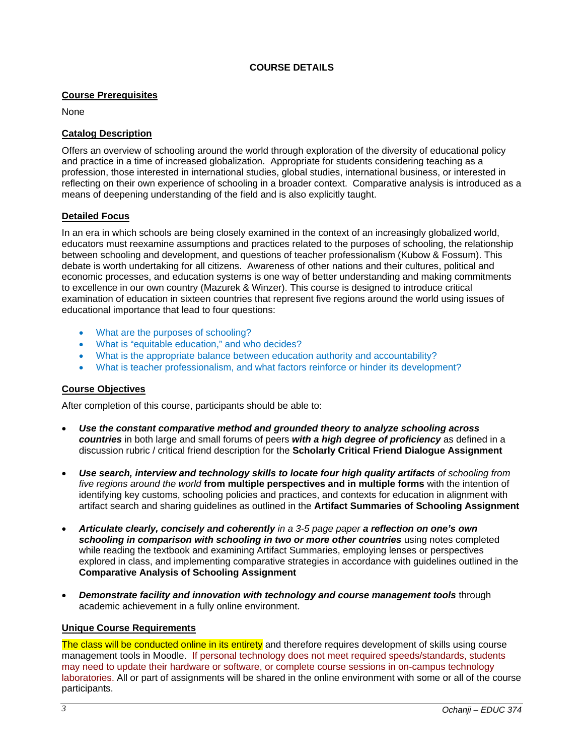## COURSE DETAILS

### Course Prerequisites

None

### Catalog Description

Offers an overview of schooling around the world through exploration of the diversity of educational policy and practice in a time of increased globalization. Appropriate for students considering teaching as a profession, those interested in international studies, global studies, international business, or interested in reflecting on their own experience of schooling in a broader context. Comparative analysis is introduced as a means of deepening understanding of the field and is also explicitly taught.

### Detailed Focus

In an era in which schools are being closely examined in the context of an increasingly globalized world, educators must reexamine assumptions and practices related to the purposes of schooling, the relationship between schooling and development, and questions of teacher professionalism (Kubow & Fossum). This debate is worth undertaking for all citizens. Awareness of other nations and their cultures, political and economic processes, and education systems is one way of better understanding and making commitments to excellence in our own country (Mazurek & Winzer). This course is designed to introduce critical examination of education in sixteen countries that represent five regions around the world using issues of educational importance that lead to four questions:

- What are the purposes of schooling?
- What is "equitable education," and who decides?
- What is the appropriate balance between education authority and accountability?
- What is teacher professionalism, and what factors reinforce or hinder its development?

### Course Objectives

After completion of this course, participants should be able to:

- ***Use the constant comparative method and grounded theory to analyze schooling across countries*** in both large and small forums of peers ***with a high degree of proficiency*** as defined in a discussion rubric / critical friend description for the **Scholarly Critical Friend Dialogue Assignment**

- ***Use search, interview and technology skills to locate four high quality artifacts*** *of schooling from five regions around the world* **from multiple perspectives and in multiple forms** with the intention of identifying key customs, schooling policies and practices, and contexts for education in alignment with artifact search and sharing guidelines as outlined in the **Artifact Summaries of Schooling Assignment**

- ***Articulate clearly, concisely and coherently*** *in a 3-5 page paper* ***a reflection on one's own schooling in comparison with schooling in two or more other countries*** using notes completed while reading the textbook and examining Artifact Summaries, employing lenses or perspectives explored in class, and implementing comparative strategies in accordance with guidelines outlined in the **Comparative Analysis of Schooling Assignment**

- ***Demonstrate facility and innovation with technology and course management tools*** through academic achievement in a fully online environment.

### Unique Course Requirements

The class will be conducted online in its entirety and therefore requires development of skills using course management tools in Moodle. If personal technology does not meet required speeds/standards, students may need to update their hardware or software, or complete course sessions in on-campus technology laboratories. All or part of assignments will be shared in the online environment with some or all of the course participants.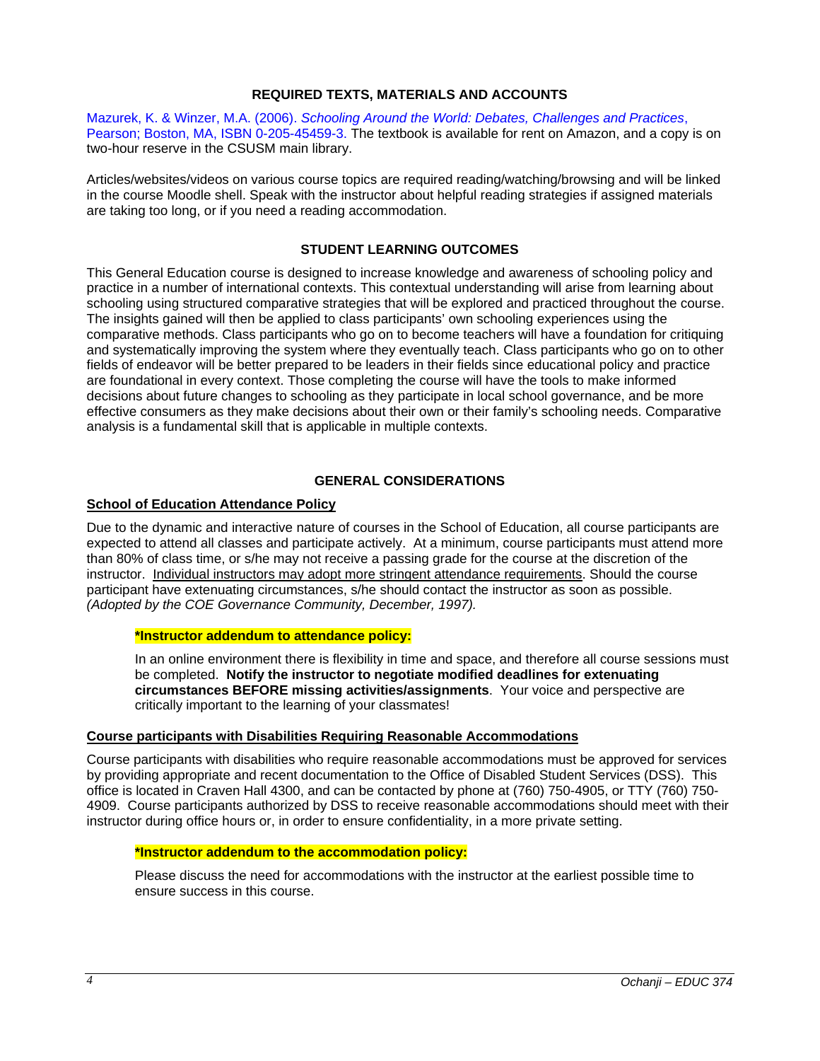## REQUIRED TEXTS, MATERIALS AND ACCOUNTS

Mazurek, K. & Winzer, M.A. (2006). *Schooling Around the World: Debates, Challenges and Practices*, Pearson; Boston, MA, ISBN 0-205-45459-3. The textbook is available for rent on Amazon, and a copy is on two-hour reserve in the CSUSM main library.

Articles/websites/videos on various course topics are required reading/watching/browsing and will be linked in the course Moodle shell. Speak with the instructor about helpful reading strategies if assigned materials are taking too long, or if you need a reading accommodation.

## STUDENT LEARNING OUTCOMES

This General Education course is designed to increase knowledge and awareness of schooling policy and practice in a number of international contexts. This contextual understanding will arise from learning about schooling using structured comparative strategies that will be explored and practiced throughout the course. The insights gained will then be applied to class participants' own schooling experiences using the comparative methods. Class participants who go on to become teachers will have a foundation for critiquing and systematically improving the system where they eventually teach. Class participants who go on to other fields of endeavor will be better prepared to be leaders in their fields since educational policy and practice are foundational in every context. Those completing the course will have the tools to make informed decisions about future changes to schooling as they participate in local school governance, and be more effective consumers as they make decisions about their own or their family's schooling needs. Comparative analysis is a fundamental skill that is applicable in multiple contexts.

## GENERAL CONSIDERATIONS

### School of Education Attendance Policy

Due to the dynamic and interactive nature of courses in the School of Education, all course participants are expected to attend all classes and participate actively. At a minimum, course participants must attend more than 80% of class time, or s/he may not receive a passing grade for the course at the discretion of the instructor. Individual instructors may adopt more stringent attendance requirements. Should the course participant have extenuating circumstances, s/he should contact the instructor as soon as possible. *(Adopted by the COE Governance Community, December, 1997).*

**\*Instructor addendum to attendance policy:**

In an online environment there is flexibility in time and space, and therefore all course sessions must be completed. **Notify the instructor to negotiate modified deadlines for extenuating circumstances BEFORE missing activities/assignments**. Your voice and perspective are critically important to the learning of your classmates!

### Course participants with Disabilities Requiring Reasonable Accommodations

Course participants with disabilities who require reasonable accommodations must be approved for services by providing appropriate and recent documentation to the Office of Disabled Student Services (DSS). This office is located in Craven Hall 4300, and can be contacted by phone at (760) 750-4905, or TTY (760) 750-4909. Course participants authorized by DSS to receive reasonable accommodations should meet with their instructor during office hours or, in order to ensure confidentiality, in a more private setting.

**\*Instructor addendum to the accommodation policy:**

Please discuss the need for accommodations with the instructor at the earliest possible time to ensure success in this course.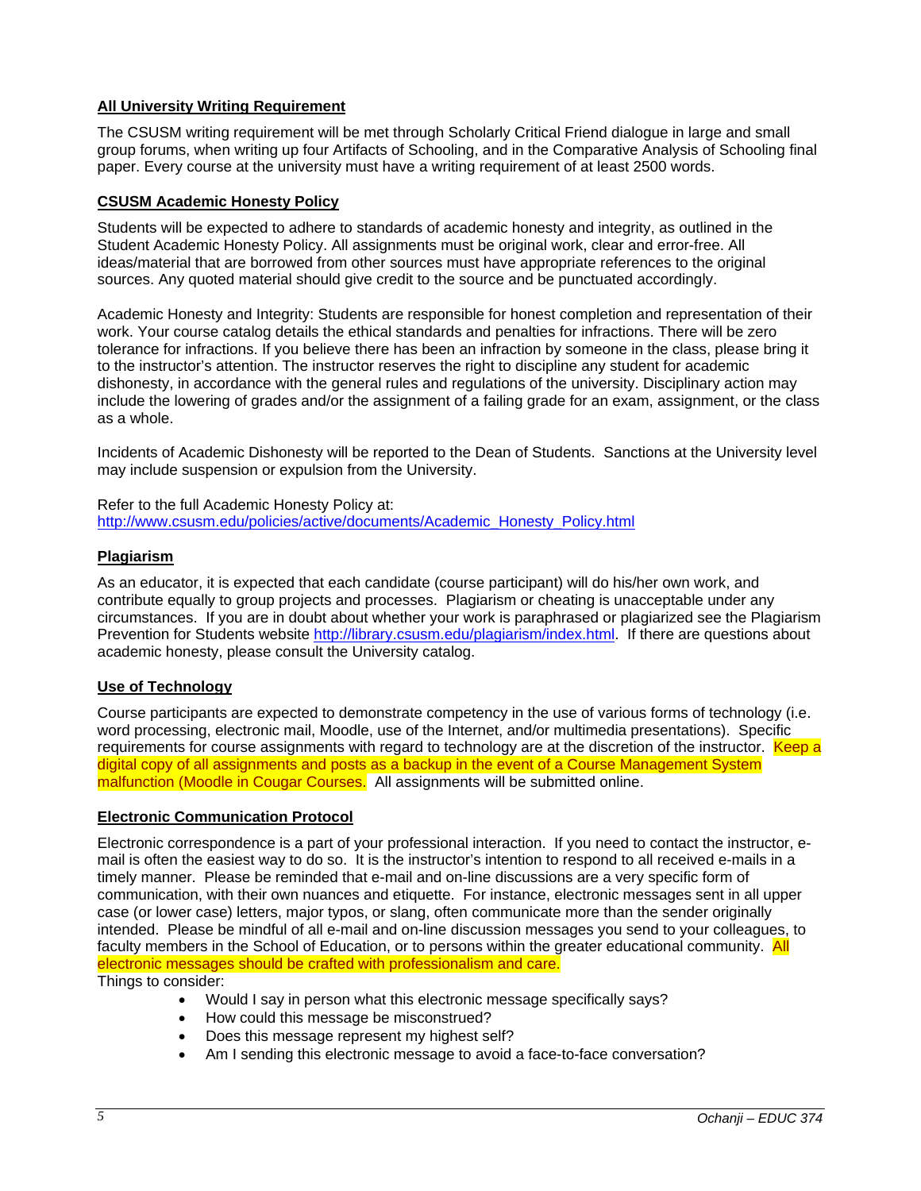**All University Writing Requirement**

The CSUSM writing requirement will be met through Scholarly Critical Friend dialogue in large and small group forums, when writing up four Artifacts of Schooling, and in the Comparative Analysis of Schooling final paper. Every course at the university must have a writing requirement of at least 2500 words.

**CSUSM Academic Honesty Policy**

Students will be expected to adhere to standards of academic honesty and integrity, as outlined in the Student Academic Honesty Policy. All assignments must be original work, clear and error-free. All ideas/material that are borrowed from other sources must have appropriate references to the original sources. Any quoted material should give credit to the source and be punctuated accordingly.

Academic Honesty and Integrity: Students are responsible for honest completion and representation of their work. Your course catalog details the ethical standards and penalties for infractions. There will be zero tolerance for infractions. If you believe there has been an infraction by someone in the class, please bring it to the instructor's attention. The instructor reserves the right to discipline any student for academic dishonesty, in accordance with the general rules and regulations of the university. Disciplinary action may include the lowering of grades and/or the assignment of a failing grade for an exam, assignment, or the class as a whole.

Incidents of Academic Dishonesty will be reported to the Dean of Students. Sanctions at the University level may include suspension or expulsion from the University.

Refer to the full Academic Honesty Policy at:
http://www.csusm.edu/policies/active/documents/Academic_Honesty_Policy.html

**Plagiarism**

As an educator, it is expected that each candidate (course participant) will do his/her own work, and contribute equally to group projects and processes. Plagiarism or cheating is unacceptable under any circumstances. If you are in doubt about whether your work is paraphrased or plagiarized see the Plagiarism Prevention for Students website http://library.csusm.edu/plagiarism/index.html. If there are questions about academic honesty, please consult the University catalog.

**Use of Technology**

Course participants are expected to demonstrate competency in the use of various forms of technology (i.e. word processing, electronic mail, Moodle, use of the Internet, and/or multimedia presentations). Specific requirements for course assignments with regard to technology are at the discretion of the instructor. Keep a digital copy of all assignments and posts as a backup in the event of a Course Management System malfunction (Moodle in Cougar Courses. All assignments will be submitted online.

**Electronic Communication Protocol**

Electronic correspondence is a part of your professional interaction. If you need to contact the instructor, e-mail is often the easiest way to do so. It is the instructor's intention to respond to all received e-mails in a timely manner. Please be reminded that e-mail and on-line discussions are a very specific form of communication, with their own nuances and etiquette. For instance, electronic messages sent in all upper case (or lower case) letters, major typos, or slang, often communicate more than the sender originally intended. Please be mindful of all e-mail and on-line discussion messages you send to your colleagues, to faculty members in the School of Education, or to persons within the greater educational community. All electronic messages should be crafted with professionalism and care.

Things to consider:

- Would I say in person what this electronic message specifically says?
- How could this message be misconstrued?
- Does this message represent my highest self?
- Am I sending this electronic message to avoid a face-to-face conversation?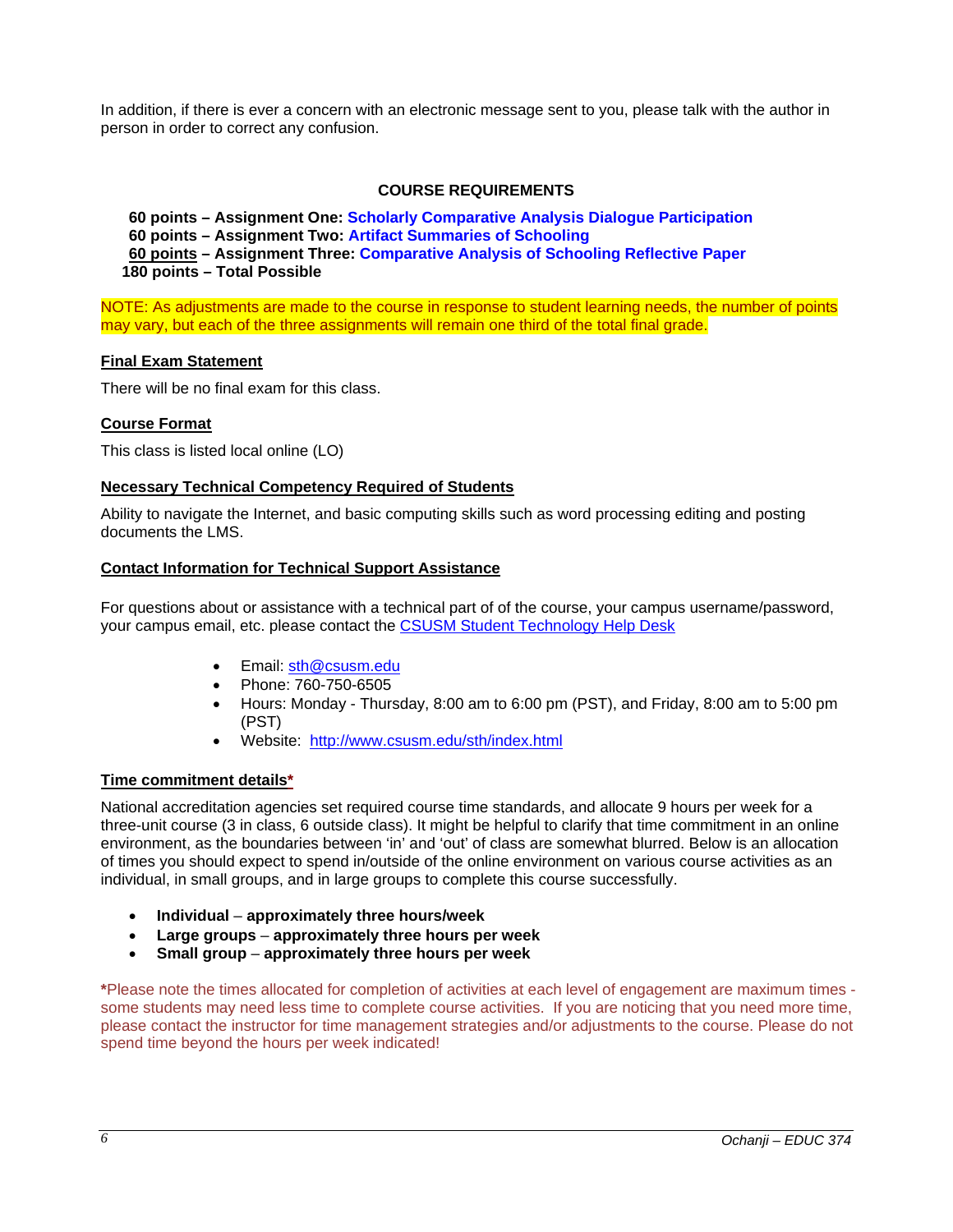In addition, if there is ever a concern with an electronic message sent to you, please talk with the author in person in order to correct any confusion.

## COURSE REQUIREMENTS

**60 points – Assignment One: Scholarly Comparative Analysis Dialogue Participation**
**60 points – Assignment Two: Artifact Summaries of Schooling**
**60 points – Assignment Three: Comparative Analysis of Schooling Reflective Paper**
**180 points – Total Possible**

NOTE: As adjustments are made to the course in response to student learning needs, the number of points may vary, but each of the three assignments will remain one third of the total final grade.

### Final Exam Statement

There will be no final exam for this class.

### Course Format

This class is listed local online (LO)

### Necessary Technical Competency Required of Students

Ability to navigate the Internet, and basic computing skills such as word processing editing and posting documents the LMS.

### Contact Information for Technical Support Assistance

For questions about or assistance with a technical part of of the course, your campus username/password, your campus email, etc. please contact the CSUSM Student Technology Help Desk

- Email: sth@csusm.edu
- Phone: 760-750-6505
- Hours: Monday - Thursday, 8:00 am to 6:00 pm (PST), and Friday, 8:00 am to 5:00 pm (PST)
- Website: http://www.csusm.edu/sth/index.html

### Time commitment details*

National accreditation agencies set required course time standards, and allocate 9 hours per week for a three-unit course (3 in class, 6 outside class). It might be helpful to clarify that time commitment in an online environment, as the boundaries between 'in' and 'out' of class are somewhat blurred. Below is an allocation of times you should expect to spend in/outside of the online environment on various course activities as an individual, in small groups, and in large groups to complete this course successfully.

- **Individual – approximately three hours/week**
- **Large groups – approximately three hours per week**
- **Small group – approximately three hours per week**

*Please note the times allocated for completion of activities at each level of engagement are maximum times - some students may need less time to complete course activities. If you are noticing that you need more time, please contact the instructor for time management strategies and/or adjustments to the course. Please do not spend time beyond the hours per week indicated!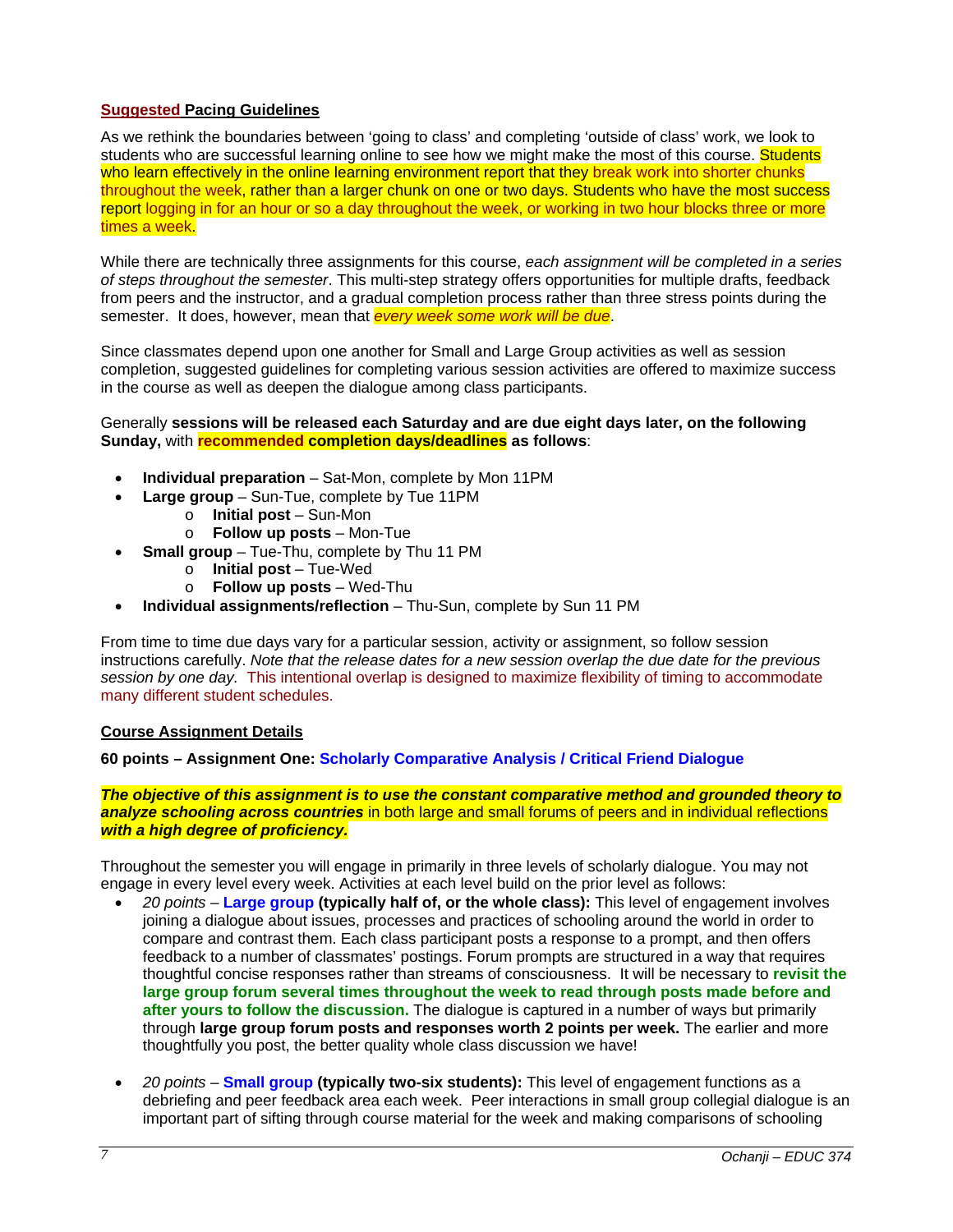**Suggested Pacing Guidelines**

As we rethink the boundaries between 'going to class' and completing 'outside of class' work, we look to students who are successful learning online to see how we might make the most of this course. Students who learn effectively in the online learning environment report that they break work into shorter chunks throughout the week, rather than a larger chunk on one or two days. Students who have the most success report logging in for an hour or so a day throughout the week, or working in two hour blocks three or more times a week.

While there are technically three assignments for this course, *each assignment will be completed in a series of steps throughout the semester*. This multi-step strategy offers opportunities for multiple drafts, feedback from peers and the instructor, and a gradual completion process rather than three stress points during the semester. It does, however, mean that *every week some work will be due*.

Since classmates depend upon one another for Small and Large Group activities as well as session completion, suggested guidelines for completing various session activities are offered to maximize success in the course as well as deepen the dialogue among class participants.

Generally **sessions will be released each Saturday and are due eight days later, on the following Sunday,** with **recommended completion days/deadlines** **as follows**:

- **Individual preparation** – Sat-Mon, complete by Mon 11PM
- **Large group** – Sun-Tue, complete by Tue 11PM
  - **Initial post** – Sun-Mon
  - **Follow up posts** – Mon-Tue
- **Small group** – Tue-Thu, complete by Thu 11 PM
  - **Initial post** – Tue-Wed
  - **Follow up posts** – Wed-Thu
- **Individual assignments/reflection** – Thu-Sun, complete by Sun 11 PM

From time to time due days vary for a particular session, activity or assignment, so follow session instructions carefully. *Note that the release dates for a new session overlap the due date for the previous session by one day.* This intentional overlap is designed to maximize flexibility of timing to accommodate many different student schedules.

**Course Assignment Details**

**60 points – Assignment One: Scholarly Comparative Analysis / Critical Friend Dialogue**

***The objective of this assignment is to use the constant comparative method and grounded theory to analyze schooling across countries*** in both large and small forums of peers and in individual reflections ***with a high degree of proficiency.***

Throughout the semester you will engage in primarily in three levels of scholarly dialogue. You may not engage in every level every week. Activities at each level build on the prior level as follows:

- *20 points* – **Large group (typically half of, or the whole class):** This level of engagement involves joining a dialogue about issues, processes and practices of schooling around the world in order to compare and contrast them. Each class participant posts a response to a prompt, and then offers feedback to a number of classmates' postings. Forum prompts are structured in a way that requires thoughtful concise responses rather than streams of consciousness. It will be necessary to **revisit the large group forum several times throughout the week to read through posts made before and after yours to follow the discussion.** The dialogue is captured in a number of ways but primarily through **large group forum posts and responses worth 2 points per week.** The earlier and more thoughtfully you post, the better quality whole class discussion we have!

- *20 points* – **Small group (typically two-six students):** This level of engagement functions as a debriefing and peer feedback area each week. Peer interactions in small group collegial dialogue is an important part of sifting through course material for the week and making comparisons of schooling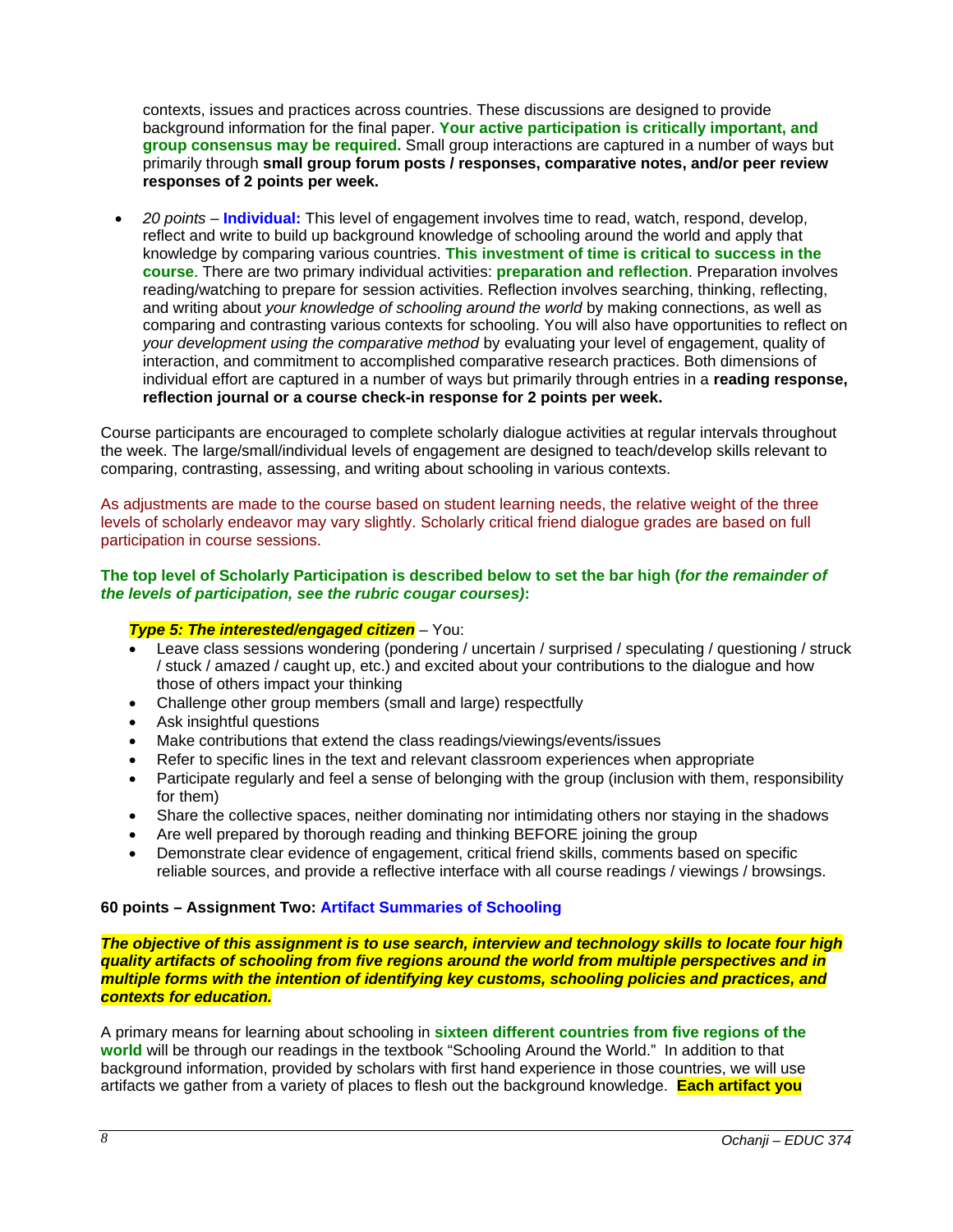contexts, issues and practices across countries. These discussions are designed to provide background information for the final paper. **Your active participation is critically important, and group consensus may be required.** Small group interactions are captured in a number of ways but primarily through **small group forum posts / responses, comparative notes, and/or peer review responses of 2 points per week.**

- *20 points* – **Individual:** This level of engagement involves time to read, watch, respond, develop, reflect and write to build up background knowledge of schooling around the world and apply that knowledge by comparing various countries. **This investment of time is critical to success in the course**. There are two primary individual activities: **preparation and reflection**. Preparation involves reading/watching to prepare for session activities. Reflection involves searching, thinking, reflecting, and writing about *your knowledge of schooling around the world* by making connections, as well as comparing and contrasting various contexts for schooling. You will also have opportunities to reflect on *your development using the comparative method* by evaluating your level of engagement, quality of interaction, and commitment to accomplished comparative research practices. Both dimensions of individual effort are captured in a number of ways but primarily through entries in a **reading response, reflection journal or a course check-in response for 2 points per week.**

Course participants are encouraged to complete scholarly dialogue activities at regular intervals throughout the week. The large/small/individual levels of engagement are designed to teach/develop skills relevant to comparing, contrasting, assessing, and writing about schooling in various contexts.

As adjustments are made to the course based on student learning needs, the relative weight of the three levels of scholarly endeavor may vary slightly. Scholarly critical friend dialogue grades are based on full participation in course sessions.

**The top level of Scholarly Participation is described below to set the bar high (*for the remainder of the levels of participation, see the rubric cougar courses*):**

***Type 5: The interested/engaged citizen*** – You:

- Leave class sessions wondering (pondering / uncertain / surprised / speculating / questioning / struck / stuck / amazed / caught up, etc.) and excited about your contributions to the dialogue and how those of others impact your thinking
- Challenge other group members (small and large) respectfully
- Ask insightful questions
- Make contributions that extend the class readings/viewings/events/issues
- Refer to specific lines in the text and relevant classroom experiences when appropriate
- Participate regularly and feel a sense of belonging with the group (inclusion with them, responsibility for them)
- Share the collective spaces, neither dominating nor intimidating others nor staying in the shadows
- Are well prepared by thorough reading and thinking BEFORE joining the group
- Demonstrate clear evidence of engagement, critical friend skills, comments based on specific reliable sources, and provide a reflective interface with all course readings / viewings / browsings.

**60 points – Assignment Two: Artifact Summaries of Schooling**

***The objective of this assignment is to use search, interview and technology skills to locate four high quality artifacts of schooling from five regions around the world from multiple perspectives and in multiple forms with the intention of identifying key customs, schooling policies and practices, and contexts for education.***

A primary means for learning about schooling in **sixteen different countries from five regions of the world** will be through our readings in the textbook "Schooling Around the World." In addition to that background information, provided by scholars with first hand experience in those countries, we will use artifacts we gather from a variety of places to flesh out the background knowledge. **Each artifact you**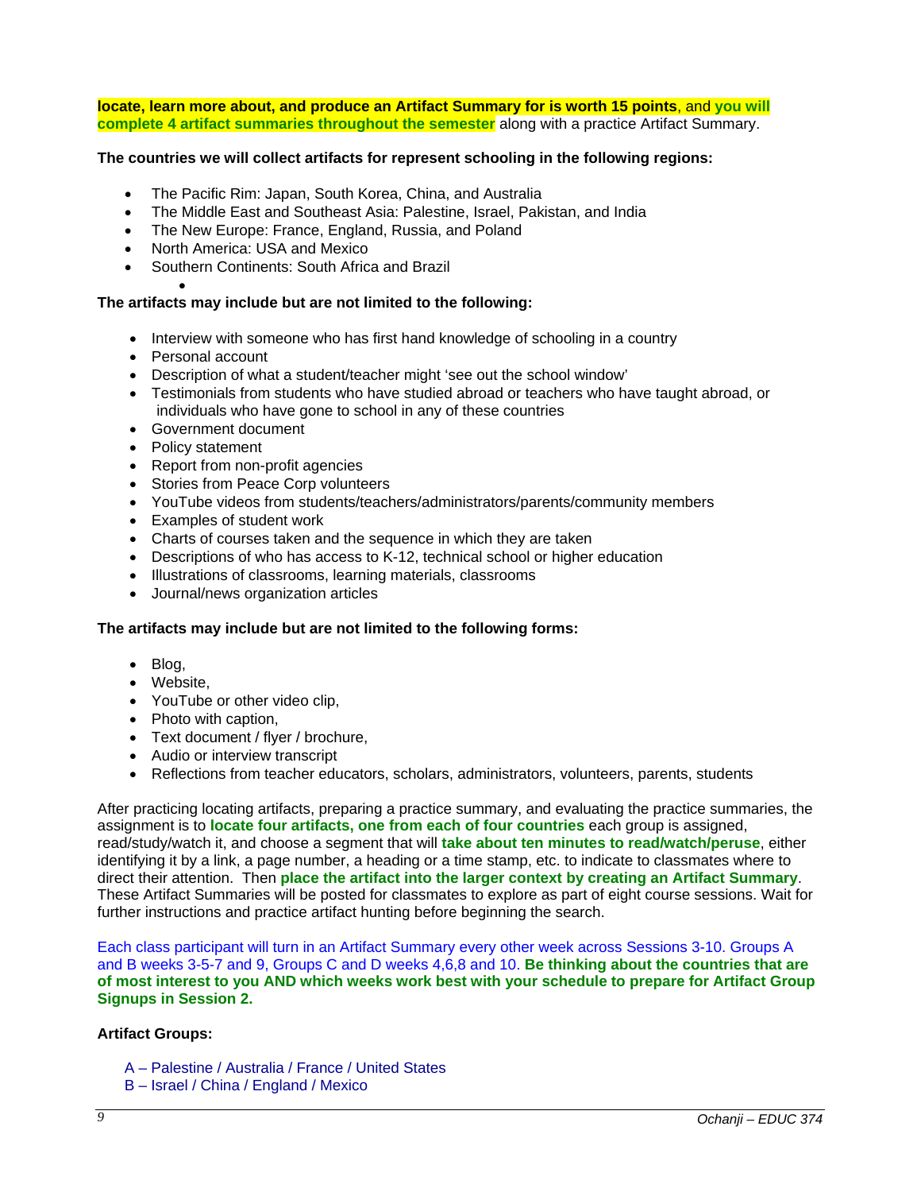**locate, learn more about, and produce an Artifact Summary for is worth 15 points**, and **you will complete 4 artifact summaries throughout the semester** along with a practice Artifact Summary.

**The countries we will collect artifacts for represent schooling in the following regions:**

- The Pacific Rim: Japan, South Korea, China, and Australia
- The Middle East and Southeast Asia: Palestine, Israel, Pakistan, and India
- The New Europe: France, England, Russia, and Poland
- North America: USA and Mexico
- Southern Continents: South Africa and Brazil

**The artifacts may include but are not limited to the following:**

- Interview with someone who has first hand knowledge of schooling in a country
- Personal account
- Description of what a student/teacher might 'see out the school window'
- Testimonials from students who have studied abroad or teachers who have taught abroad, or individuals who have gone to school in any of these countries
- Government document
- Policy statement
- Report from non-profit agencies
- Stories from Peace Corp volunteers
- YouTube videos from students/teachers/administrators/parents/community members
- Examples of student work
- Charts of courses taken and the sequence in which they are taken
- Descriptions of who has access to K-12, technical school or higher education
- Illustrations of classrooms, learning materials, classrooms
- Journal/news organization articles

**The artifacts may include but are not limited to the following forms:**

- Blog,
- Website,
- YouTube or other video clip,
- Photo with caption,
- Text document / flyer / brochure,
- Audio or interview transcript
- Reflections from teacher educators, scholars, administrators, volunteers, parents, students

After practicing locating artifacts, preparing a practice summary, and evaluating the practice summaries, the assignment is to **locate four artifacts, one from each of four countries** each group is assigned, read/study/watch it, and choose a segment that will **take about ten minutes to read/watch/peruse**, either identifying it by a link, a page number, a heading or a time stamp, etc. to indicate to classmates where to direct their attention. Then **place the artifact into the larger context by creating an Artifact Summary**. These Artifact Summaries will be posted for classmates to explore as part of eight course sessions. Wait for further instructions and practice artifact hunting before beginning the search.

Each class participant will turn in an Artifact Summary every other week across Sessions 3-10. Groups A and B weeks 3-5-7 and 9, Groups C and D weeks 4,6,8 and 10. **Be thinking about the countries that are of most interest to you AND which weeks work best with your schedule to prepare for Artifact Group Signups in Session 2.**

**Artifact Groups:**

A – Palestine / Australia / France / United States
B – Israel / China / England / Mexico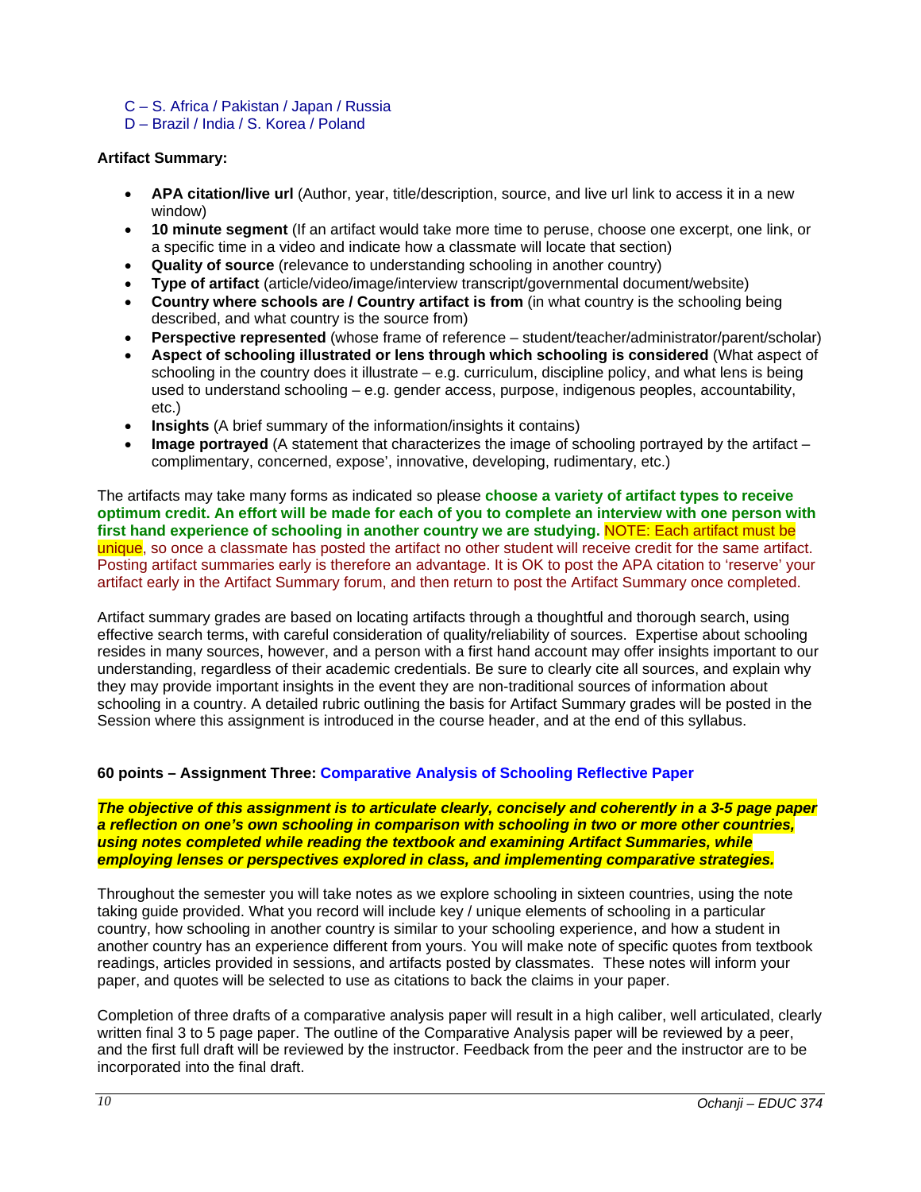C – S. Africa / Pakistan / Japan / Russia
D – Brazil / India / S. Korea / Poland

**Artifact Summary:**

- **APA citation/live url** (Author, year, title/description, source, and live url link to access it in a new window)
- **10 minute segment** (If an artifact would take more time to peruse, choose one excerpt, one link, or a specific time in a video and indicate how a classmate will locate that section)
- **Quality of source** (relevance to understanding schooling in another country)
- **Type of artifact** (article/video/image/interview transcript/governmental document/website)
- **Country where schools are / Country artifact is from** (in what country is the schooling being described, and what country is the source from)
- **Perspective represented** (whose frame of reference – student/teacher/administrator/parent/scholar)
- **Aspect of schooling illustrated or lens through which schooling is considered** (What aspect of schooling in the country does it illustrate – e.g. curriculum, discipline policy, and what lens is being used to understand schooling – e.g. gender access, purpose, indigenous peoples, accountability, etc.)
- **Insights** (A brief summary of the information/insights it contains)
- **Image portrayed** (A statement that characterizes the image of schooling portrayed by the artifact – complimentary, concerned, expose', innovative, developing, rudimentary, etc.)

The artifacts may take many forms as indicated so please **choose a variety of artifact types to receive optimum credit. An effort will be made for each of you to complete an interview with one person with first hand experience of schooling in another country we are studying.** NOTE: Each artifact must be unique, so once a classmate has posted the artifact no other student will receive credit for the same artifact. Posting artifact summaries early is therefore an advantage. It is OK to post the APA citation to 'reserve' your artifact early in the Artifact Summary forum, and then return to post the Artifact Summary once completed.

Artifact summary grades are based on locating artifacts through a thoughtful and thorough search, using effective search terms, with careful consideration of quality/reliability of sources. Expertise about schooling resides in many sources, however, and a person with a first hand account may offer insights important to our understanding, regardless of their academic credentials. Be sure to clearly cite all sources, and explain why they may provide important insights in the event they are non-traditional sources of information about schooling in a country. A detailed rubric outlining the basis for Artifact Summary grades will be posted in the Session where this assignment is introduced in the course header, and at the end of this syllabus.

**60 points – Assignment Three: Comparative Analysis of Schooling Reflective Paper**

***The objective of this assignment is to articulate clearly, concisely and coherently in a 3-5 page paper a reflection on one's own schooling in comparison with schooling in two or more other countries, using notes completed while reading the textbook and examining Artifact Summaries, while employing lenses or perspectives explored in class, and implementing comparative strategies.***

Throughout the semester you will take notes as we explore schooling in sixteen countries, using the note taking guide provided. What you record will include key / unique elements of schooling in a particular country, how schooling in another country is similar to your schooling experience, and how a student in another country has an experience different from yours. You will make note of specific quotes from textbook readings, articles provided in sessions, and artifacts posted by classmates. These notes will inform your paper, and quotes will be selected to use as citations to back the claims in your paper.

Completion of three drafts of a comparative analysis paper will result in a high caliber, well articulated, clearly written final 3 to 5 page paper. The outline of the Comparative Analysis paper will be reviewed by a peer, and the first full draft will be reviewed by the instructor. Feedback from the peer and the instructor are to be incorporated into the final draft.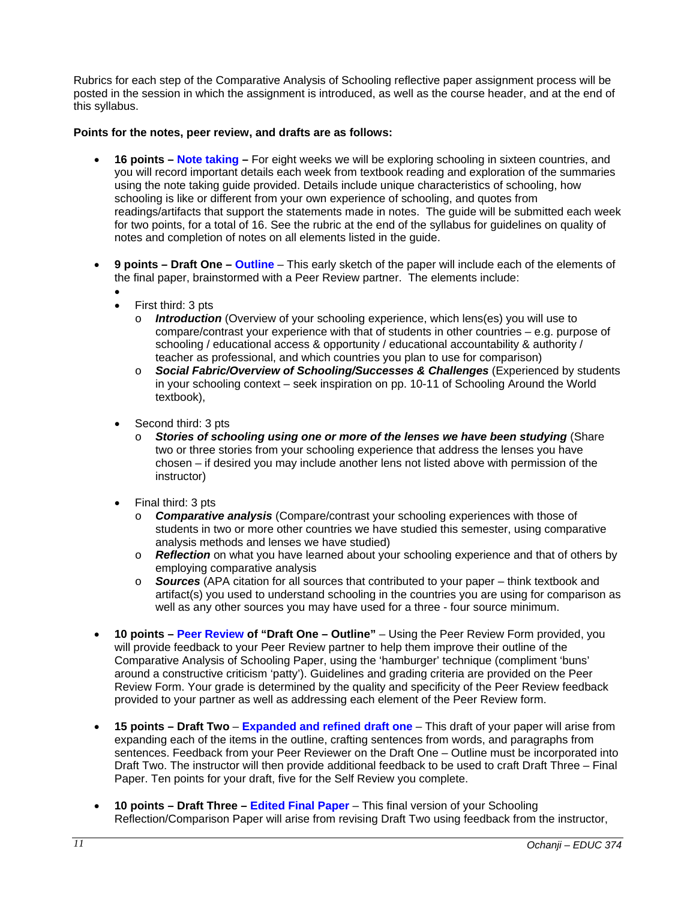Rubrics for each step of the Comparative Analysis of Schooling reflective paper assignment process will be posted in the session in which the assignment is introduced, as well as the course header, and at the end of this syllabus.

**Points for the notes, peer review, and drafts are as follows:**

- **16 points – Note taking –** For eight weeks we will be exploring schooling in sixteen countries, and you will record important details each week from textbook reading and exploration of the summaries using the note taking guide provided. Details include unique characteristics of schooling, how schooling is like or different from your own experience of schooling, and quotes from readings/artifacts that support the statements made in notes. The guide will be submitted each week for two points, for a total of 16. See the rubric at the end of the syllabus for guidelines on quality of notes and completion of notes on all elements listed in the guide.

- **9 points – Draft One – Outline** – This early sketch of the paper will include each of the elements of the final paper, brainstormed with a Peer Review partner. The elements include:
  - First third: 3 pts
    - ***Introduction*** (Overview of your schooling experience, which lens(es) you will use to compare/contrast your experience with that of students in other countries – e.g. purpose of schooling / educational access & opportunity / educational accountability & authority / teacher as professional, and which countries you plan to use for comparison)
    - ***Social Fabric/Overview of Schooling/Successes & Challenges*** (Experienced by students in your schooling context – seek inspiration on pp. 10-11 of Schooling Around the World textbook),
  - Second third: 3 pts
    - ***Stories of schooling using one or more of the lenses we have been studying*** (Share two or three stories from your schooling experience that address the lenses you have chosen – if desired you may include another lens not listed above with permission of the instructor)
  - Final third: 3 pts
    - ***Comparative analysis*** (Compare/contrast your schooling experiences with those of students in two or more other countries we have studied this semester, using comparative analysis methods and lenses we have studied)
    - ***Reflection*** on what you have learned about your schooling experience and that of others by employing comparative analysis
    - ***Sources*** (APA citation for all sources that contributed to your paper – think textbook and artifact(s) you used to understand schooling in the countries you are using for comparison as well as any other sources you may have used for a three - four source minimum.

- **10 points – Peer Review of "Draft One – Outline"** – Using the Peer Review Form provided, you will provide feedback to your Peer Review partner to help them improve their outline of the Comparative Analysis of Schooling Paper, using the 'hamburger' technique (compliment 'buns' around a constructive criticism 'patty'). Guidelines and grading criteria are provided on the Peer Review Form. Your grade is determined by the quality and specificity of the Peer Review feedback provided to your partner as well as addressing each element of the Peer Review form.

- **15 points – Draft Two** – **Expanded and refined draft one** – This draft of your paper will arise from expanding each of the items in the outline, crafting sentences from words, and paragraphs from sentences. Feedback from your Peer Reviewer on the Draft One – Outline must be incorporated into Draft Two. The instructor will then provide additional feedback to be used to craft Draft Three – Final Paper. Ten points for your draft, five for the Self Review you complete.

- **10 points – Draft Three – Edited Final Paper** – This final version of your Schooling Reflection/Comparison Paper will arise from revising Draft Two using feedback from the instructor,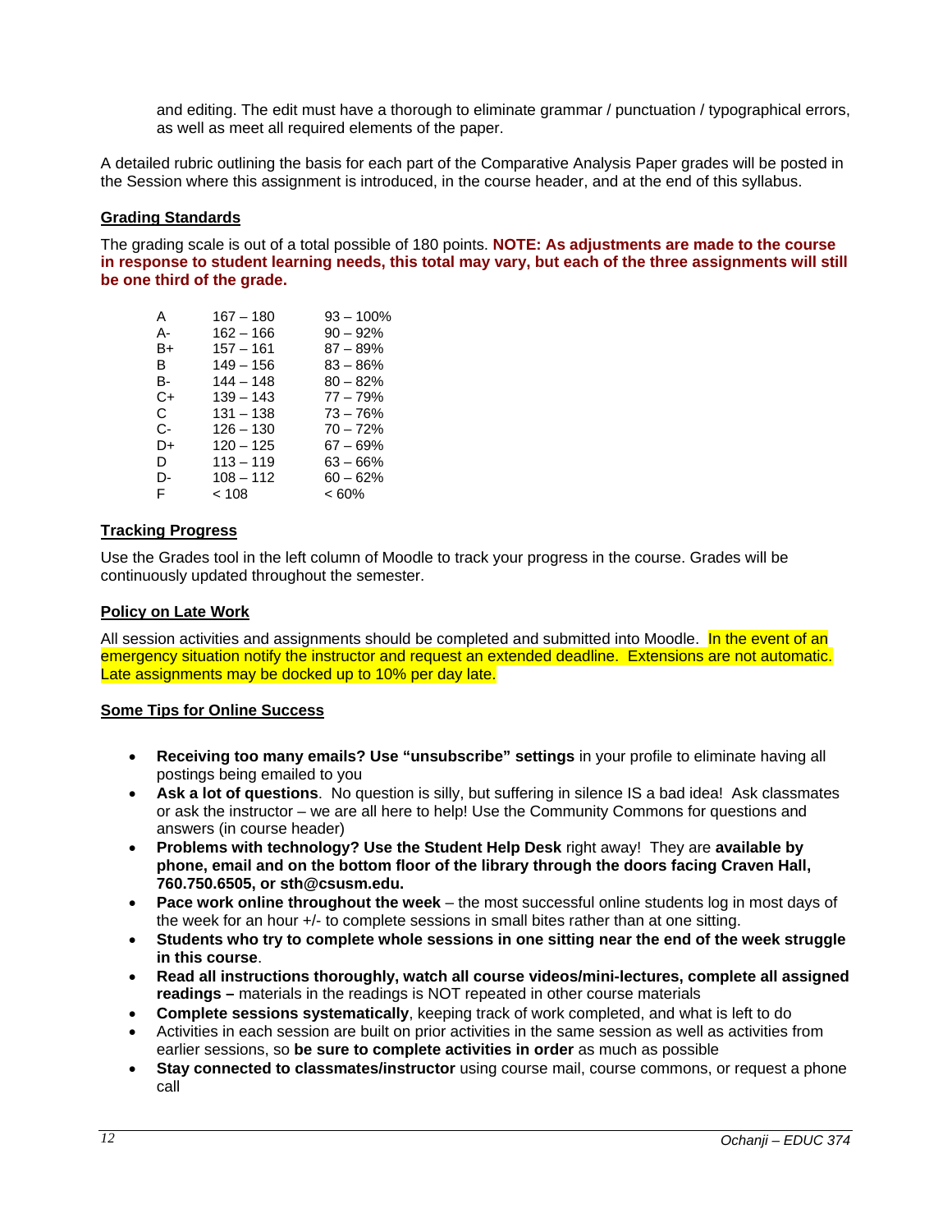and editing. The edit must have a thorough to eliminate grammar / punctuation / typographical errors, as well as meet all required elements of the paper.

A detailed rubric outlining the basis for each part of the Comparative Analysis Paper grades will be posted in the Session where this assignment is introduced, in the course header, and at the end of this syllabus.

## Grading Standards

The grading scale is out of a total possible of 180 points. **NOTE: As adjustments are made to the course in response to student learning needs, this total may vary, but each of the three assignments will still be one third of the grade.**

| | | |
|---|---|---|
| A | 167 – 180 | 93 – 100% |
| A- | 162 – 166 | 90 – 92% |
| B+ | 157 – 161 | 87 – 89% |
| B | 149 – 156 | 83 – 86% |
| B- | 144 – 148 | 80 – 82% |
| C+ | 139 – 143 | 77 – 79% |
| C | 131 – 138 | 73 – 76% |
| C- | 126 – 130 | 70 – 72% |
| D+ | 120 – 125 | 67 – 69% |
| D | 113 – 119 | 63 – 66% |
| D- | 108 – 112 | 60 – 62% |
| F | < 108 | < 60% |

## Tracking Progress

Use the Grades tool in the left column of Moodle to track your progress in the course. Grades will be continuously updated throughout the semester.

## Policy on Late Work

All session activities and assignments should be completed and submitted into Moodle. In the event of an emergency situation notify the instructor and request an extended deadline. Extensions are not automatic. Late assignments may be docked up to 10% per day late.

## Some Tips for Online Success

- **Receiving too many emails? Use "unsubscribe" settings** in your profile to eliminate having all postings being emailed to you
- **Ask a lot of questions**. No question is silly, but suffering in silence IS a bad idea! Ask classmates or ask the instructor – we are all here to help! Use the Community Commons for questions and answers (in course header)
- **Problems with technology? Use the Student Help Desk** right away! They are **available by phone, email and on the bottom floor of the library through the doors facing Craven Hall, 760.750.6505, or sth@csusm.edu.**
- **Pace work online throughout the week** – the most successful online students log in most days of the week for an hour +/- to complete sessions in small bites rather than at one sitting.
- **Students who try to complete whole sessions in one sitting near the end of the week struggle in this course**.
- **Read all instructions thoroughly, watch all course videos/mini-lectures, complete all assigned readings –** materials in the readings is NOT repeated in other course materials
- **Complete sessions systematically**, keeping track of work completed, and what is left to do
- Activities in each session are built on prior activities in the same session as well as activities from earlier sessions, so **be sure to complete activities in order** as much as possible
- **Stay connected to classmates/instructor** using course mail, course commons, or request a phone call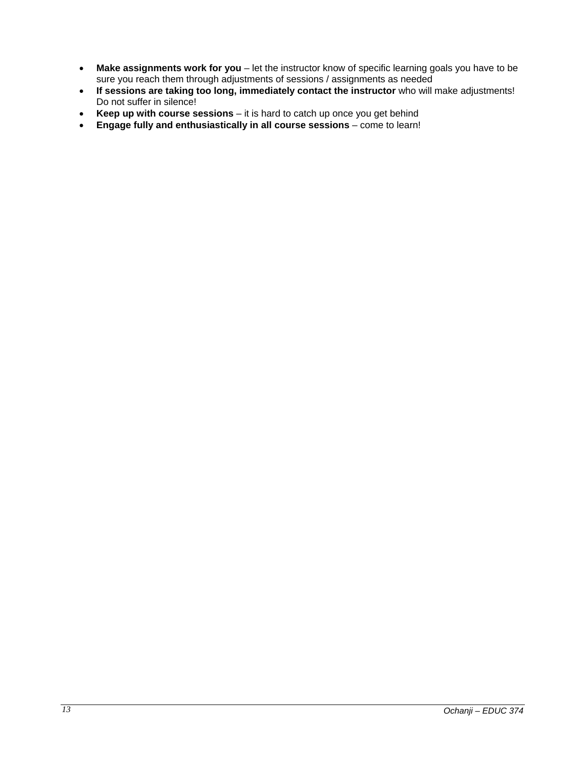- **Make assignments work for you** – let the instructor know of specific learning goals you have to be sure you reach them through adjustments of sessions / assignments as needed
- **If sessions are taking too long, immediately contact the instructor** who will make adjustments! Do not suffer in silence!
- **Keep up with course sessions** – it is hard to catch up once you get behind
- **Engage fully and enthusiastically in all course sessions** – come to learn!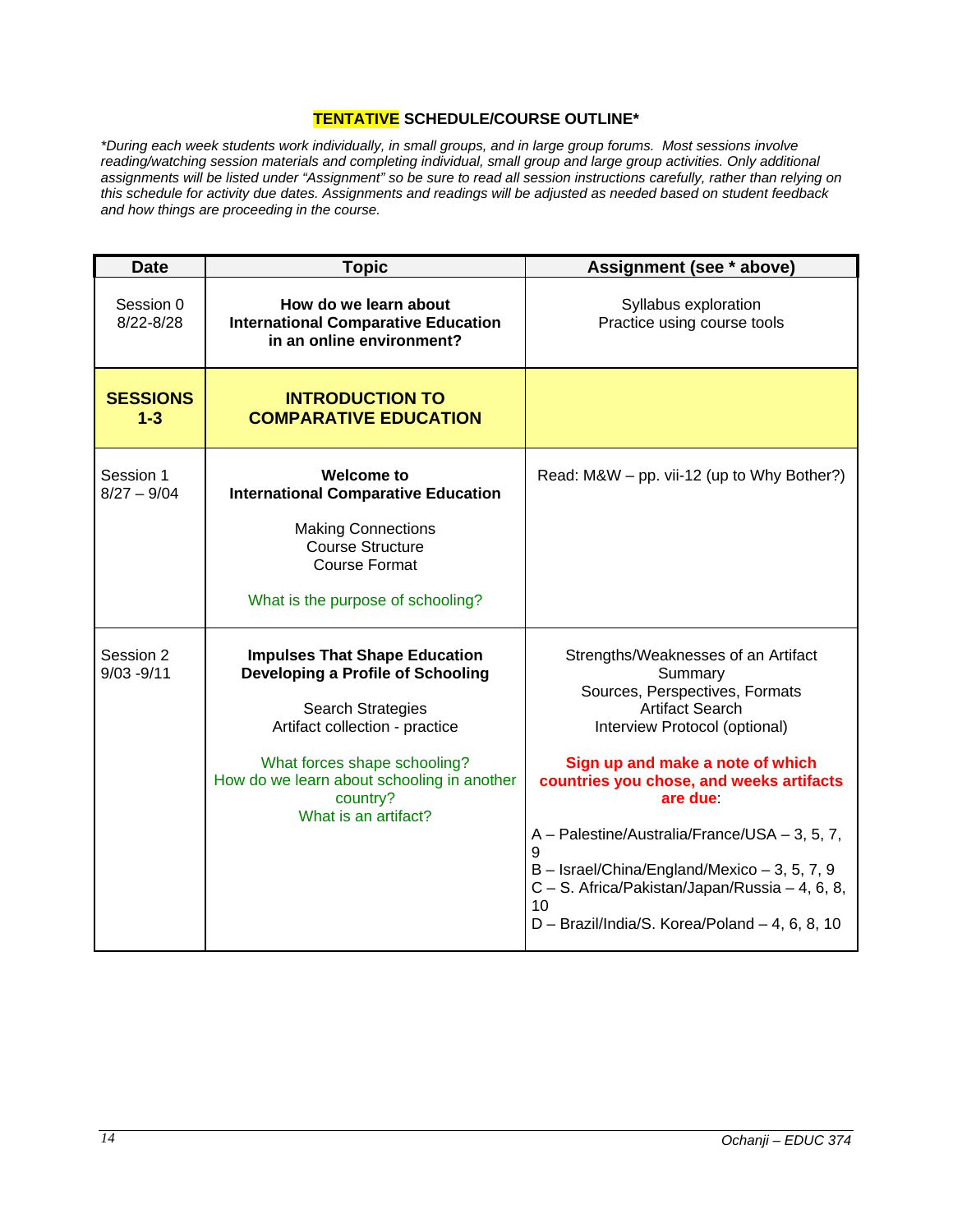## TENTATIVE SCHEDULE/COURSE OUTLINE*

*\*During each week students work individually, in small groups, and in large group forums. Most sessions involve reading/watching session materials and completing individual, small group and large group activities. Only additional assignments will be listed under "Assignment" so be sure to read all session instructions carefully, rather than relying on this schedule for activity due dates. Assignments and readings will be adjusted as needed based on student feedback and how things are proceeding in the course.*

| Date | Topic | Assignment (see * above) |
|---|---|---|
| Session 0<br>8/22-8/28 | **How do we learn about International Comparative Education in an online environment?** | Syllabus exploration<br>Practice using course tools |
| **SESSIONS 1-3** | **INTRODUCTION TO COMPARATIVE EDUCATION** | |
| Session 1<br>8/27 – 9/04 | **Welcome to International Comparative Education**<br><br>Making Connections<br>Course Structure<br>Course Format<br><br>What is the purpose of schooling? | Read: M&W – pp. vii-12 (up to Why Bother?) |
| Session 2<br>9/03 -9/11 | **Impulses That Shape Education**<br>**Developing a Profile of Schooling**<br><br>Search Strategies<br>Artifact collection - practice<br><br>What forces shape schooling?<br>How do we learn about schooling in another country?<br>What is an artifact? | Strengths/Weaknesses of an Artifact Summary<br>Sources, Perspectives, Formats<br>Artifact Search<br>Interview Protocol (optional)<br><br>**Sign up and make a note of which countries you chose, and weeks artifacts are due**:<br><br>A – Palestine/Australia/France/USA – 3, 5, 7, 9<br>B – Israel/China/England/Mexico – 3, 5, 7, 9<br>C – S. Africa/Pakistan/Japan/Russia – 4, 6, 8, 10<br>D – Brazil/India/S. Korea/Poland – 4, 6, 8, 10 |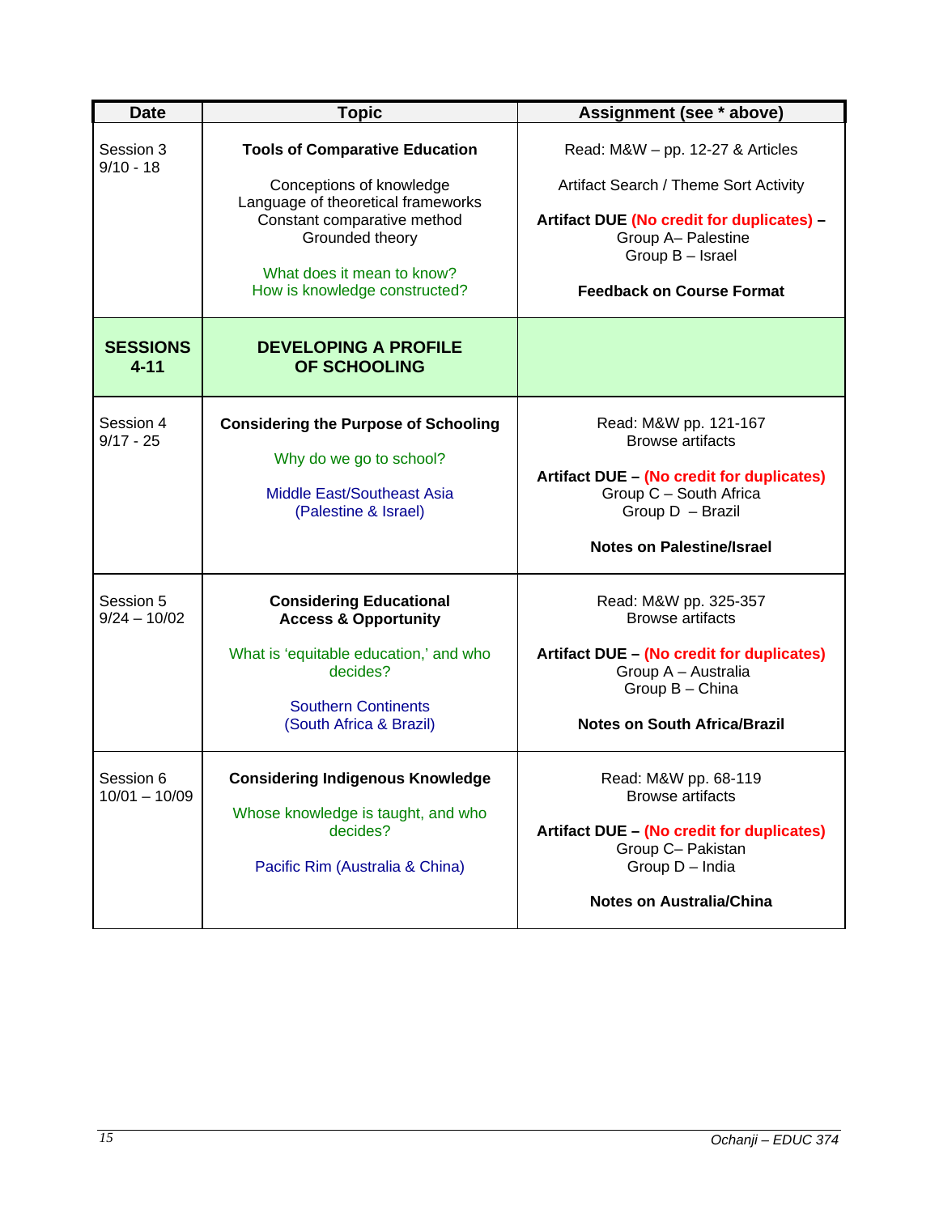| Date | Topic | Assignment (see * above) |
|---|---|---|
| Session 3<br>9/10 - 18 | **Tools of Comparative Education**<br><br>Conceptions of knowledge<br>Language of theoretical frameworks<br>Constant comparative method<br>Grounded theory<br><br>What does it mean to know?<br>How is knowledge constructed? | Read: M&W – pp. 12-27 & Articles<br><br>Artifact Search / Theme Sort Activity<br><br>**Artifact DUE (No credit for duplicates) –**<br>Group A– Palestine<br>Group B – Israel<br><br>**Feedback on Course Format** |
| **SESSIONS 4-11** | **DEVELOPING A PROFILE OF SCHOOLING** | |
| Session 4<br>9/17 - 25 | **Considering the Purpose of Schooling**<br><br>Why do we go to school?<br><br>Middle East/Southeast Asia<br>(Palestine & Israel) | Read: M&W pp. 121-167<br>Browse artifacts<br><br>**Artifact DUE – (No credit for duplicates)**<br>Group C – South Africa<br>Group D – Brazil<br><br>**Notes on Palestine/Israel** |
| Session 5<br>9/24 – 10/02 | **Considering Educational Access & Opportunity**<br><br>What is 'equitable education,' and who decides?<br><br>Southern Continents<br>(South Africa & Brazil) | Read: M&W pp. 325-357<br>Browse artifacts<br><br>**Artifact DUE – (No credit for duplicates)**<br>Group A – Australia<br>Group B – China<br><br>**Notes on South Africa/Brazil** |
| Session 6<br>10/01 – 10/09 | **Considering Indigenous Knowledge**<br><br>Whose knowledge is taught, and who decides?<br><br>Pacific Rim (Australia & China) | Read: M&W pp. 68-119<br>Browse artifacts<br><br>**Artifact DUE – (No credit for duplicates)**<br>Group C– Pakistan<br>Group D – India<br><br>**Notes on Australia/China** |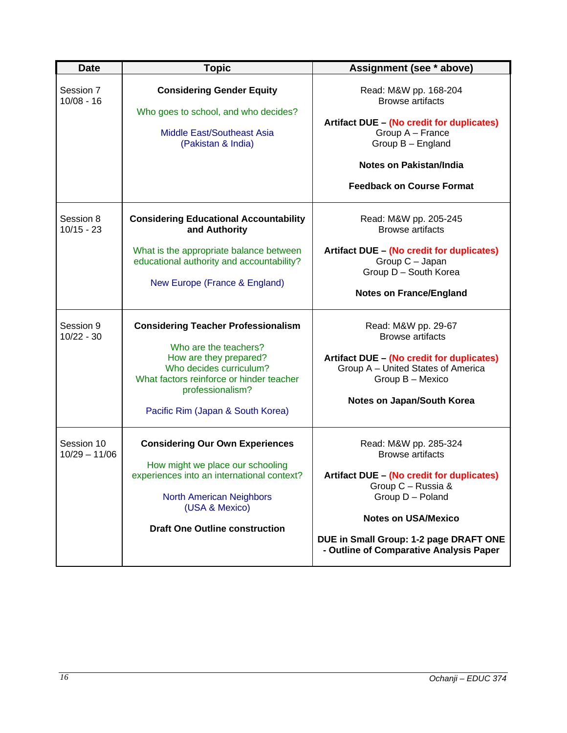| Date | Topic | Assignment (see * above) |
| --- | --- | --- |
| Session 7<br>10/08 - 16 | **Considering Gender Equity**<br><br>Who goes to school, and who decides?<br><br>Middle East/Southeast Asia<br>(Pakistan & India) | Read: M&W pp. 168-204<br>Browse artifacts<br><br>**Artifact DUE – (No credit for duplicates)**<br>Group A – France<br>Group B – England<br><br>**Notes on Pakistan/India**<br><br>**Feedback on Course Format** |
| Session 8<br>10/15 - 23 | **Considering Educational Accountability and Authority**<br><br>What is the appropriate balance between educational authority and accountability?<br><br>New Europe (France & England) | Read: M&W pp. 205-245<br>Browse artifacts<br><br>**Artifact DUE – (No credit for duplicates)**<br>Group C – Japan<br>Group D – South Korea<br><br>**Notes on France/England** |
| Session 9<br>10/22 - 30 | **Considering Teacher Professionalism**<br><br>Who are the teachers?<br>How are they prepared?<br>Who decides curriculum?<br>What factors reinforce or hinder teacher professionalism?<br><br>Pacific Rim (Japan & South Korea) | Read: M&W pp. 29-67<br>Browse artifacts<br><br>**Artifact DUE – (No credit for duplicates)**<br>Group A – United States of America<br>Group B – Mexico<br><br>**Notes on Japan/South Korea** |
| Session 10<br>10/29 – 11/06 | **Considering Our Own Experiences**<br><br>How might we place our schooling experiences into an international context?<br><br>North American Neighbors<br>(USA & Mexico)<br><br>**Draft One Outline construction** | Read: M&W pp. 285-324<br>Browse artifacts<br><br>**Artifact DUE – (No credit for duplicates)**<br>Group C – Russia &<br>Group D – Poland<br><br>**Notes on USA/Mexico**<br><br>**DUE in Small Group: 1-2 page DRAFT ONE - Outline of Comparative Analysis Paper** |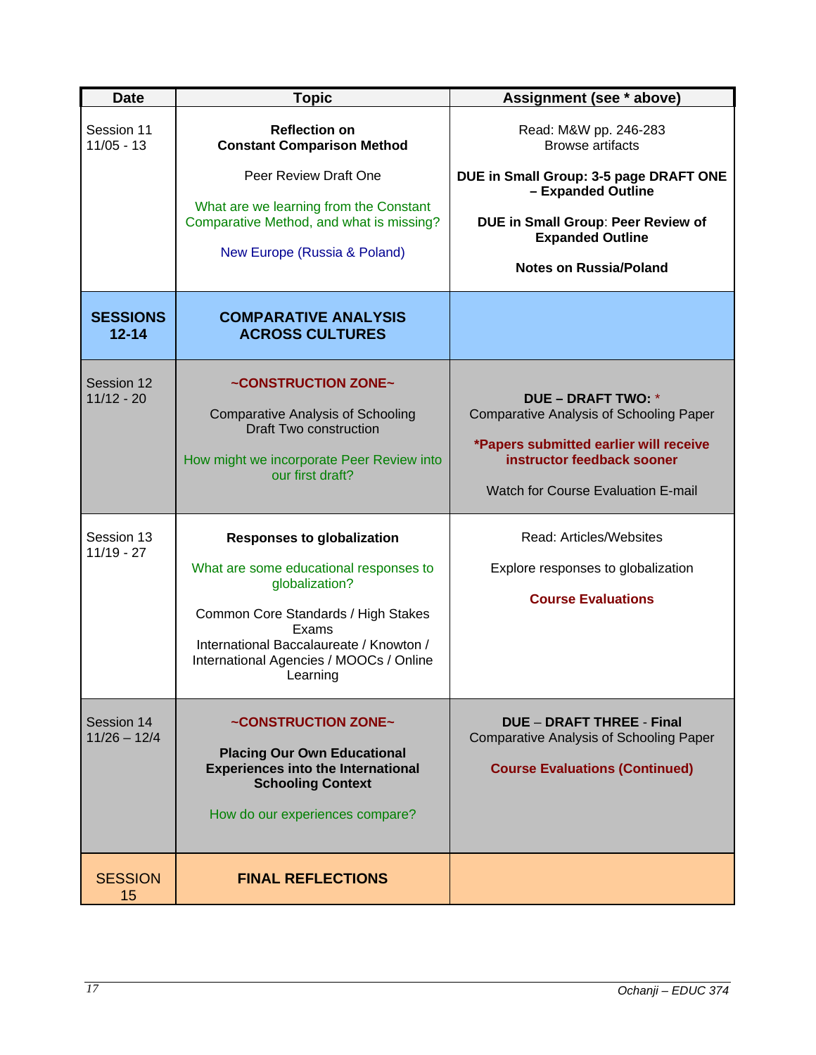| Date | Topic | Assignment (see * above) |
|---|---|---|
| Session 11 11/05 - 13 | **Reflection on Constant Comparison Method**<br><br>Peer Review Draft One<br><br>What are we learning from the Constant Comparative Method, and what is missing?<br><br>New Europe (Russia & Poland) | Read: M&W pp. 246-283<br>Browse artifacts<br><br>**DUE in Small Group: 3-5 page DRAFT ONE – Expanded Outline**<br><br>**DUE in Small Group: Peer Review of Expanded Outline**<br><br>**Notes on Russia/Poland** |
| **SESSIONS 12-14** | **COMPARATIVE ANALYSIS ACROSS CULTURES** | |
| Session 12 11/12 - 20 | **~CONSTRUCTION ZONE~**<br><br>Comparative Analysis of Schooling Draft Two construction<br><br>How might we incorporate Peer Review into our first draft? | **DUE – DRAFT TWO:** *<br>Comparative Analysis of Schooling Paper<br><br>**\*Papers submitted earlier will receive instructor feedback sooner**<br><br>Watch for Course Evaluation E-mail |
| Session 13 11/19 - 27 | **Responses to globalization**<br><br>What are some educational responses to globalization?<br><br>Common Core Standards / High Stakes Exams<br>International Baccalaureate / Knowton / International Agencies / MOOCs / Online Learning | Read: Articles/Websites<br><br>Explore responses to globalization<br><br>**Course Evaluations** |
| Session 14 11/26 – 12/4 | **~CONSTRUCTION ZONE~**<br><br>**Placing Our Own Educational Experiences into the International Schooling Context**<br><br>How do our experiences compare? | **DUE – DRAFT THREE - Final**<br>Comparative Analysis of Schooling Paper<br><br>**Course Evaluations (Continued)** |
| SESSION 15 | **FINAL REFLECTIONS** | |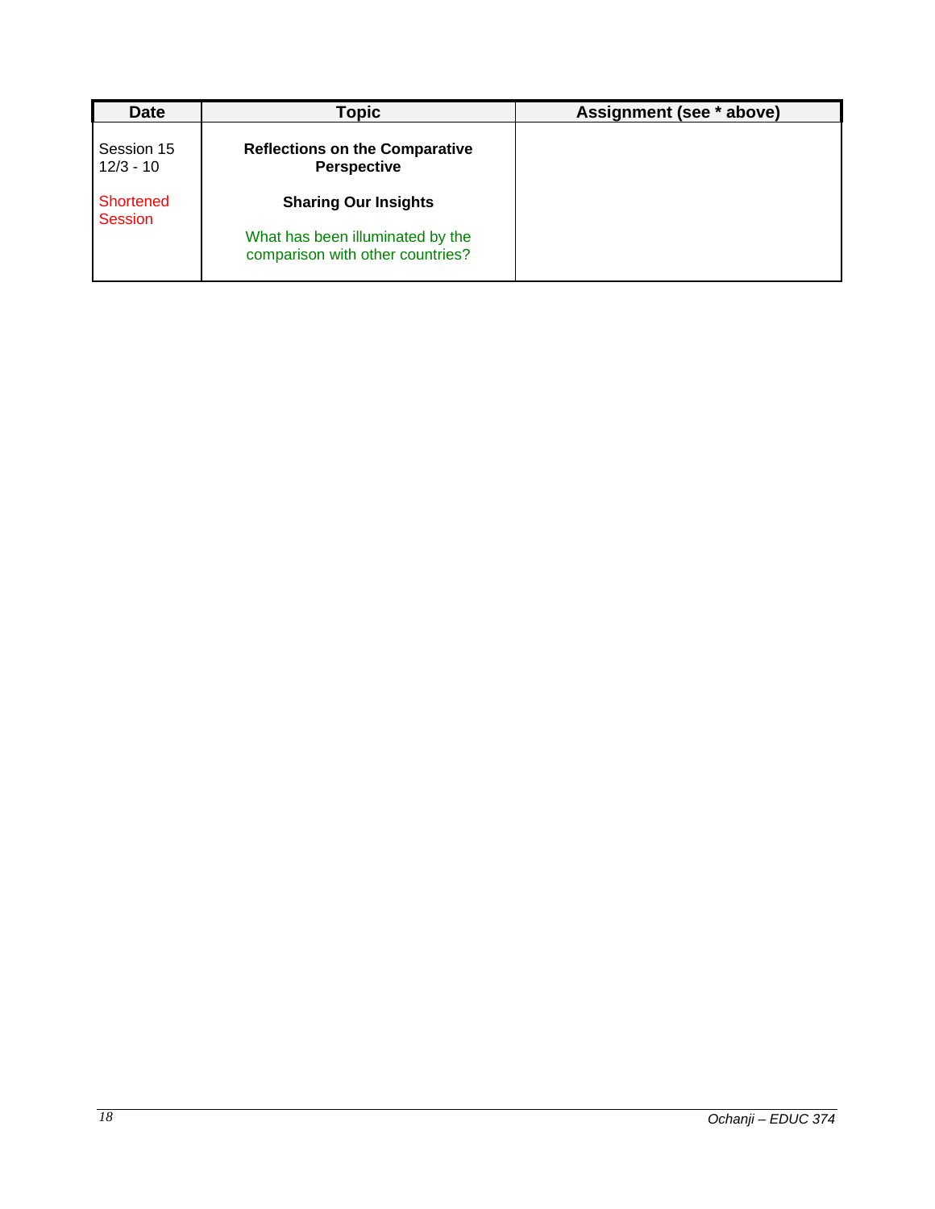| Date | Topic | Assignment (see * above) |
|---|---|---|
| Session 15<br>12/3 - 10<br><br>Shortened Session | **Reflections on the Comparative Perspective**<br><br>**Sharing Our Insights**<br><br>What has been illuminated by the comparison with other countries? | |